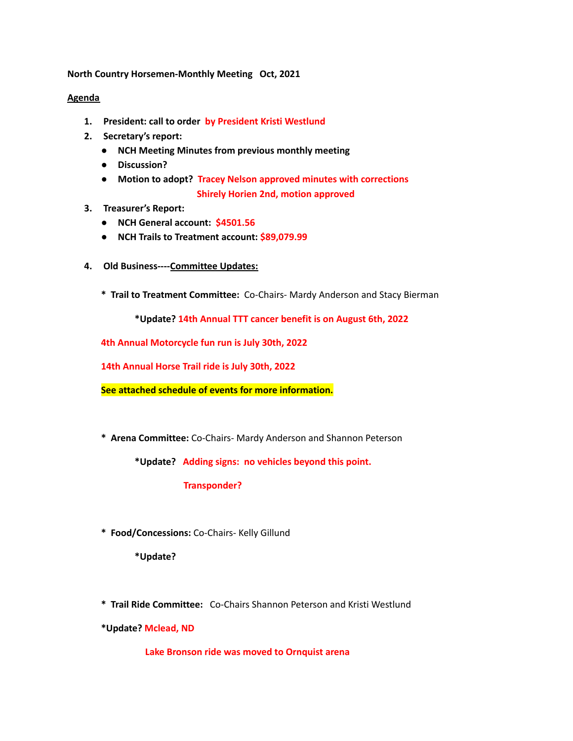**North Country Horsemen-Monthly Meeting   Oct, 2021**

**Agenda**

1. **President: call to order** **by President Kristi Westlund**
2. **Secretary's report:**
   - **NCH Meeting Minutes from previous monthly meeting**
   - **Discussion?**
   - **Motion to adopt?** **Tracey Nelson approved minutes with corrections**

     **Shirely Horien 2nd, motion approved**
3. **Treasurer's Report:**
   - **NCH General account:** **$4501.56**
   - **NCH Trails to Treatment account:** **$89,079.99**

4. **Old Business----Committee Updates:**

   * **Trail to Treatment Committee:** Co-Chairs- Mardy Anderson and Stacy Bierman

     ***Update?** **14th Annual TTT cancer benefit is on August 6th, 2022**

   **4th Annual Motorcycle fun run is July 30th, 2022**

   **14th Annual Horse Trail ride is July 30th, 2022**

   **See attached schedule of events for more information.**

   * **Arena Committee:** Co-Chairs- Mardy Anderson and Shannon Peterson

     ***Update?** **Adding signs: no vehicles beyond this point.**

     **Transponder?**

   * **Food/Concessions:** Co-Chairs- Kelly Gillund

     ***Update?**

   * **Trail Ride Committee:** Co-Chairs Shannon Peterson and Kristi Westlund

   ***Update?** **Mclead, ND**

     **Lake Bronson ride was moved to Ornquist arena**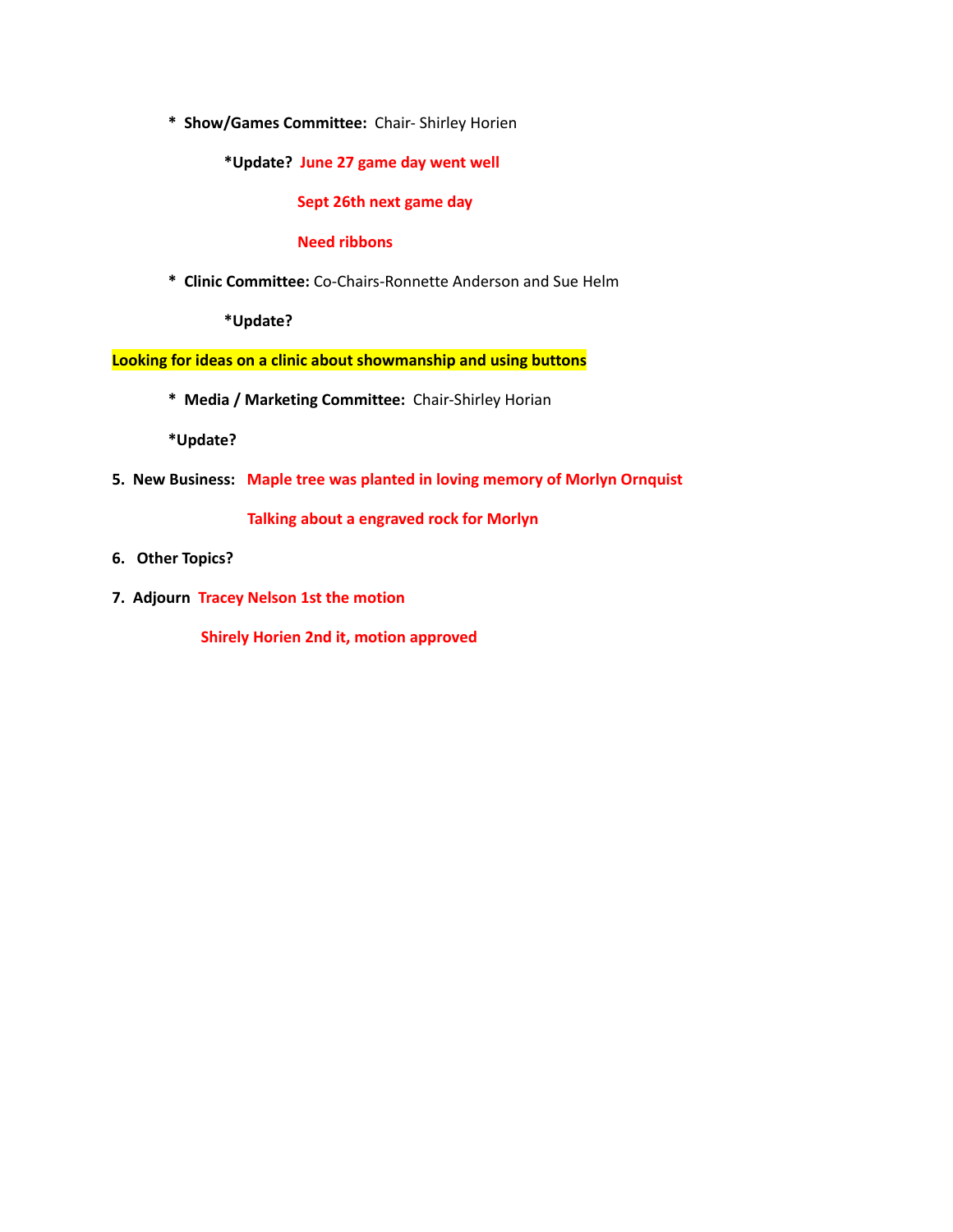* **Show/Games Committee:** Chair- Shirley Horien

    ***Update?** **June 27 game day went well**

    **Sept 26th next game day**

    **Need ribbons**

* **Clinic Committee:** Co-Chairs-Ronnette Anderson and Sue Helm

    ***Update?**

**Looking for ideas on a clinic about showmanship and using buttons**

* **Media / Marketing Committee:** Chair-Shirley Horian

    ***Update?**

5. **New Business:** **Maple tree was planted in loving memory of Morlyn Ornquist**

    **Talking about a engraved rock for Morlyn**

6. **Other Topics?**

7. **Adjourn** **Tracey Nelson 1st the motion**

    **Shirely Horien 2nd it, motion approved**